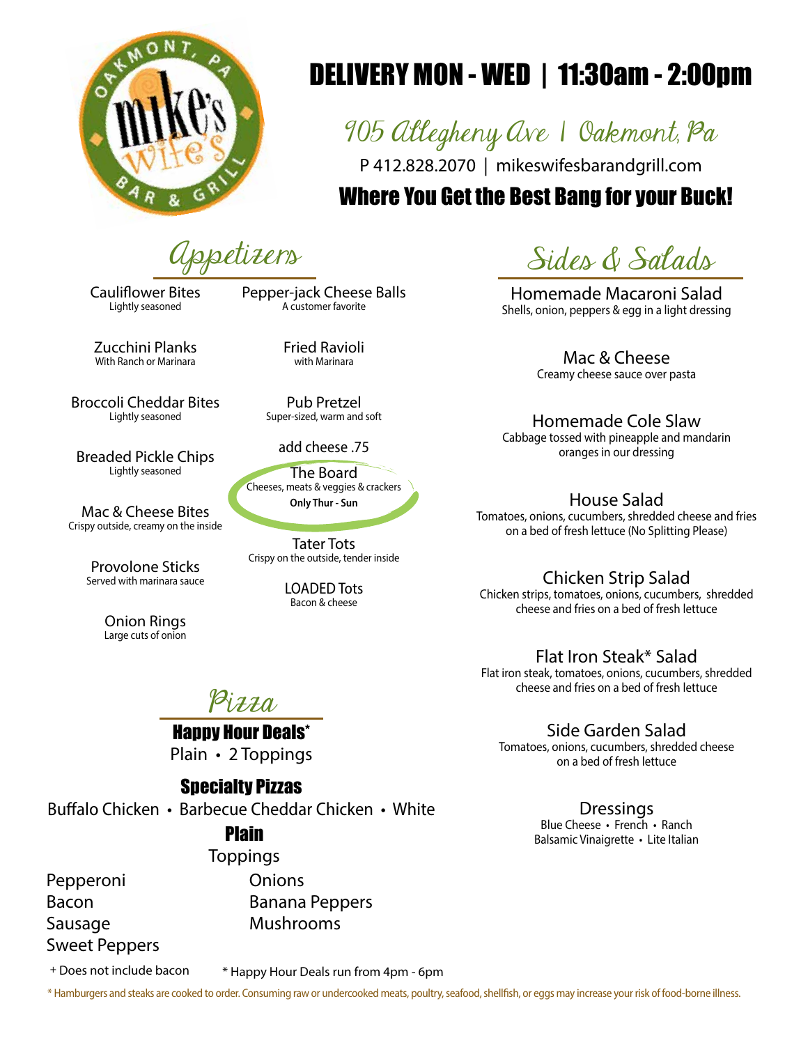Mike's Wife's Bar & Grill — Oakmont, PA

# DELIVERY MON - WED | 11:30am - 2:00pm

905 Allegheny Ave | Oakmont, Pa

P 412.828.2070 | mikeswifesbarandgrill.com

**Where You Get the Best Bang for your Buck!**

## Appetizers

**Cauliflower Bites**
Lightly seasoned

**Pepper-jack Cheese Balls**
A customer favorite

**Zucchini Planks**
With Ranch or Marinara

**Fried Ravioli**
with Marinara

**Broccoli Cheddar Bites**
Lightly seasoned

**Pub Pretzel**
Super-sized, warm and soft

add cheese .75

**Breaded Pickle Chips**
Lightly seasoned

**The Board**
Cheeses, meats & veggies & crackers
**Only Thur - Sun**

**Mac & Cheese Bites**
Crispy outside, creamy on the inside

**Tater Tots**
Crispy on the outside, tender inside

**Provolone Sticks**
Served with marinara sauce

**LOADED Tots**
Bacon & cheese

**Onion Rings**
Large cuts of onion

## Pizza

### Happy Hour Deals*

Plain • 2 Toppings

### Specialty Pizzas

Buffalo Chicken • Barbecue Cheddar Chicken • White

### Plain

Toppings

- Pepperoni
- Bacon
- Sausage
- Sweet Peppers
- Onions
- Banana Peppers
- Mushrooms

+ Does not include bacon

* Happy Hour Deals run from 4pm - 6pm

## Sides & Salads

**Homemade Macaroni Salad**
Shells, onion, peppers & egg in a light dressing

**Mac & Cheese**
Creamy cheese sauce over pasta

**Homemade Cole Slaw**
Cabbage tossed with pineapple and mandarin oranges in our dressing

**House Salad**
Tomatoes, onions, cucumbers, shredded cheese and fries on a bed of fresh lettuce (No Splitting Please)

**Chicken Strip Salad**
Chicken strips, tomatoes, onions, cucumbers, shredded cheese and fries on a bed of fresh lettuce

**Flat Iron Steak* Salad**
Flat iron steak, tomatoes, onions, cucumbers, shredded cheese and fries on a bed of fresh lettuce

**Side Garden Salad**
Tomatoes, onions, cucumbers, shredded cheese on a bed of fresh lettuce

**Dressings**
Blue Cheese • French • Ranch
Balsamic Vinaigrette • Lite Italian

* Hamburgers and steaks are cooked to order. Consuming raw or undercooked meats, poultry, seafood, shellfish, or eggs may increase your risk of food-borne illness.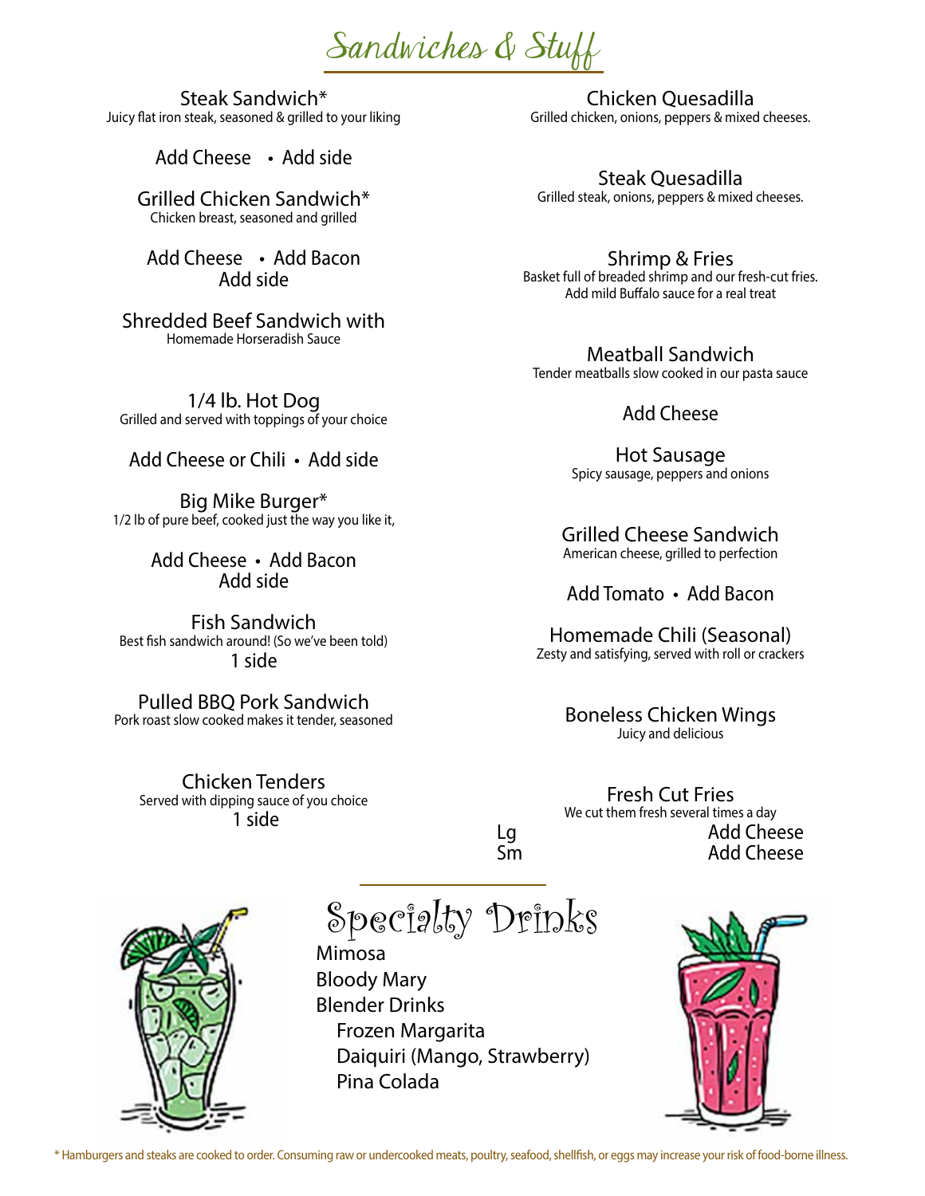# Sandwiches & Stuff

### Steak Sandwich*
Juicy flat iron steak, seasoned & grilled to your liking

Add Cheese • Add side

### Grilled Chicken Sandwich*
Chicken breast, seasoned and grilled

Add Cheese • Add Bacon
Add side

### Shredded Beef Sandwich with
Homemade Horseradish Sauce

### 1/4 lb. Hot Dog
Grilled and served with toppings of your choice

Add Cheese or Chili • Add side

### Big Mike Burger*
1/2 lb of pure beef, cooked just the way you like it,

Add Cheese • Add Bacon
Add side

### Fish Sandwich
Best fish sandwich around! (So we've been told)
1 side

### Pulled BBQ Pork Sandwich
Pork roast slow cooked makes it tender, seasoned

### Chicken Tenders
Served with dipping sauce of you choice
1 side

### Chicken Quesadilla
Grilled chicken, onions, peppers & mixed cheeses.

### Steak Quesadilla
Grilled steak, onions, peppers & mixed cheeses.

### Shrimp & Fries
Basket full of breaded shrimp and our fresh-cut fries.
Add mild Buffalo sauce for a real treat

### Meatball Sandwich
Tender meatballs slow cooked in our pasta sauce

Add Cheese

### Hot Sausage
Spicy sausage, peppers and onions

### Grilled Cheese Sandwich
American cheese, grilled to perfection

Add Tomato • Add Bacon

### Homemade Chili (Seasonal)
Zesty and satisfying, served with roll or crackers

### Boneless Chicken Wings
Juicy and delicious

### Fresh Cut Fries
We cut them fresh several times a day

Lg — Add Cheese
Sm — Add Cheese

# Specialty Drinks

- Mimosa
- Bloody Mary
- Blender Drinks
  - Frozen Margarita
  - Daiquiri (Mango, Strawberry)
  - Pina Colada

\* Hamburgers and steaks are cooked to order. Consuming raw or undercooked meats, poultry, seafood, shellfish, or eggs may increase your risk of food-borne illness.